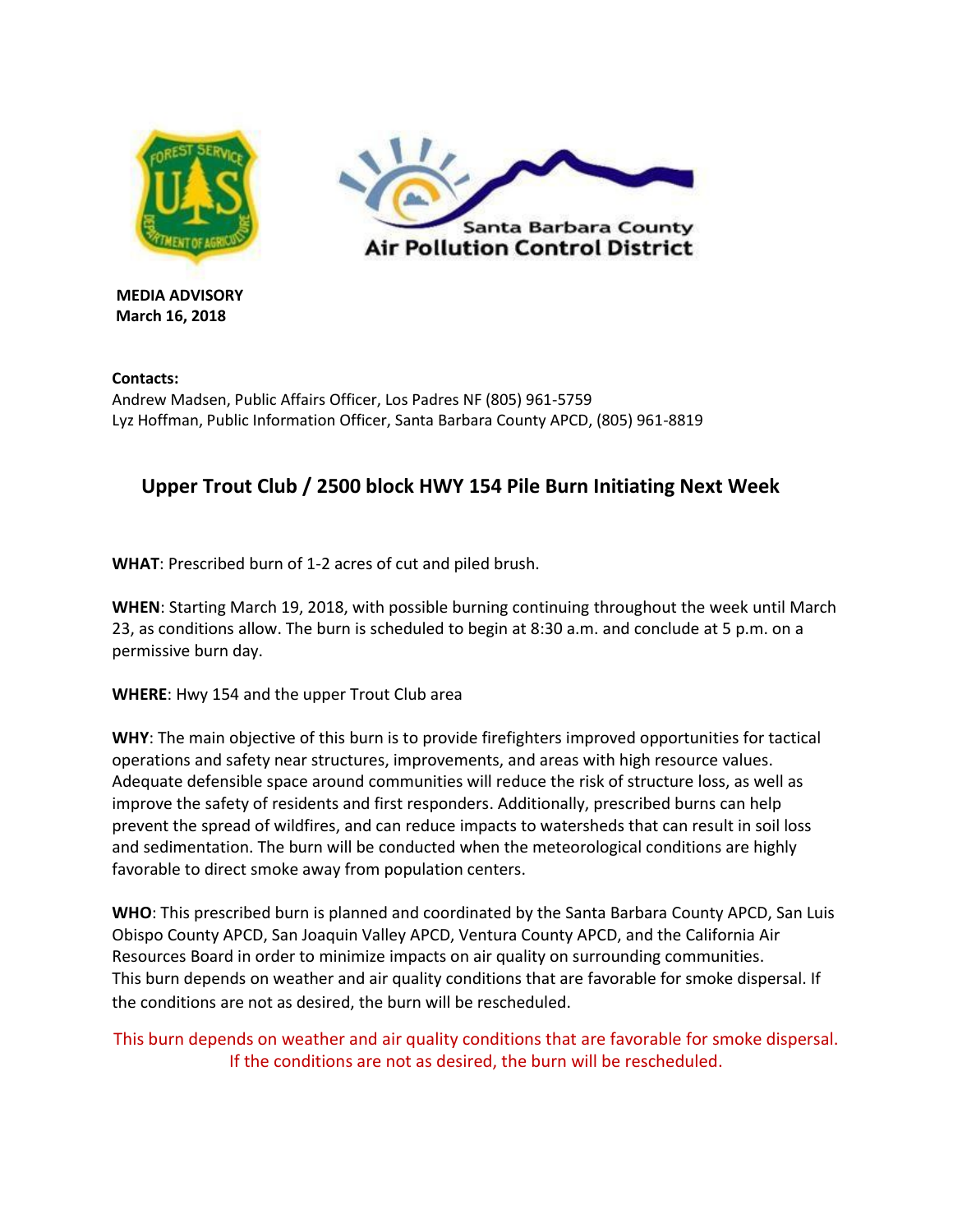Santa Barbara County
Air Pollution Control District

**MEDIA ADVISORY**
**March 16, 2018**

**Contacts:**
Andrew Madsen, Public Affairs Officer, Los Padres NF (805) 961-5759
Lyz Hoffman, Public Information Officer, Santa Barbara County APCD, (805) 961-8819

# Upper Trout Club / 2500 block HWY 154 Pile Burn Initiating Next Week

**WHAT**: Prescribed burn of 1-2 acres of cut and piled brush.

**WHEN**: Starting March 19, 2018, with possible burning continuing throughout the week until March 23, as conditions allow. The burn is scheduled to begin at 8:30 a.m. and conclude at 5 p.m. on a permissive burn day.

**WHERE**: Hwy 154 and the upper Trout Club area

**WHY**: The main objective of this burn is to provide firefighters improved opportunities for tactical operations and safety near structures, improvements, and areas with high resource values. Adequate defensible space around communities will reduce the risk of structure loss, as well as improve the safety of residents and first responders. Additionally, prescribed burns can help prevent the spread of wildfires, and can reduce impacts to watersheds that can result in soil loss and sedimentation. The burn will be conducted when the meteorological conditions are highly favorable to direct smoke away from population centers.

**WHO**: This prescribed burn is planned and coordinated by the Santa Barbara County APCD, San Luis Obispo County APCD, San Joaquin Valley APCD, Ventura County APCD, and the California Air Resources Board in order to minimize impacts on air quality on surrounding communities. This burn depends on weather and air quality conditions that are favorable for smoke dispersal. If the conditions are not as desired, the burn will be rescheduled.

This burn depends on weather and air quality conditions that are favorable for smoke dispersal. If the conditions are not as desired, the burn will be rescheduled.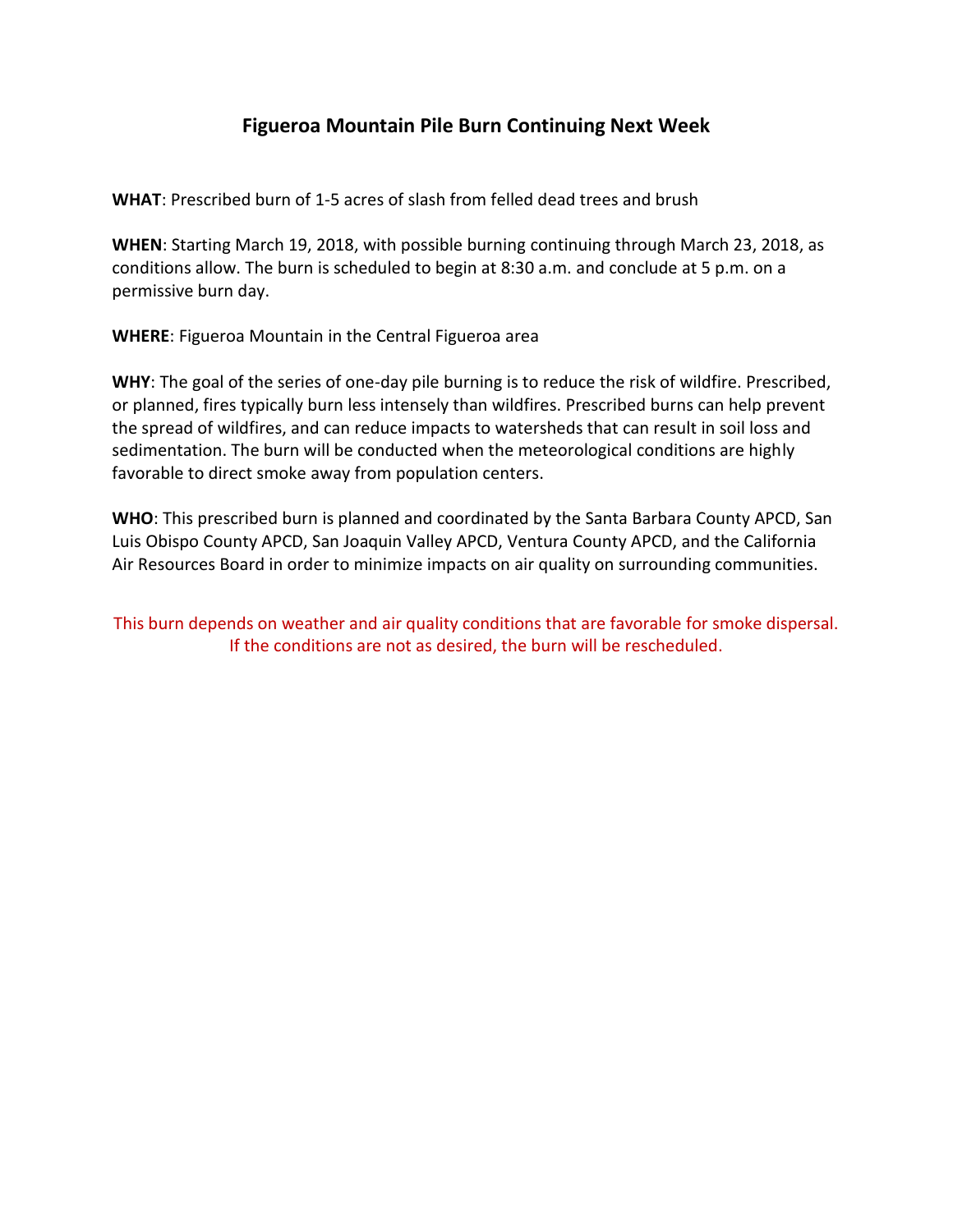# Figueroa Mountain Pile Burn Continuing Next Week

**WHAT**: Prescribed burn of 1-5 acres of slash from felled dead trees and brush

**WHEN**: Starting March 19, 2018, with possible burning continuing through March 23, 2018, as conditions allow. The burn is scheduled to begin at 8:30 a.m. and conclude at 5 p.m. on a permissive burn day.

**WHERE**: Figueroa Mountain in the Central Figueroa area

**WHY**: The goal of the series of one-day pile burning is to reduce the risk of wildfire. Prescribed, or planned, fires typically burn less intensely than wildfires. Prescribed burns can help prevent the spread of wildfires, and can reduce impacts to watersheds that can result in soil loss and sedimentation. The burn will be conducted when the meteorological conditions are highly favorable to direct smoke away from population centers.

**WHO**: This prescribed burn is planned and coordinated by the Santa Barbara County APCD, San Luis Obispo County APCD, San Joaquin Valley APCD, Ventura County APCD, and the California Air Resources Board in order to minimize impacts on air quality on surrounding communities.

This burn depends on weather and air quality conditions that are favorable for smoke dispersal. If the conditions are not as desired, the burn will be rescheduled.